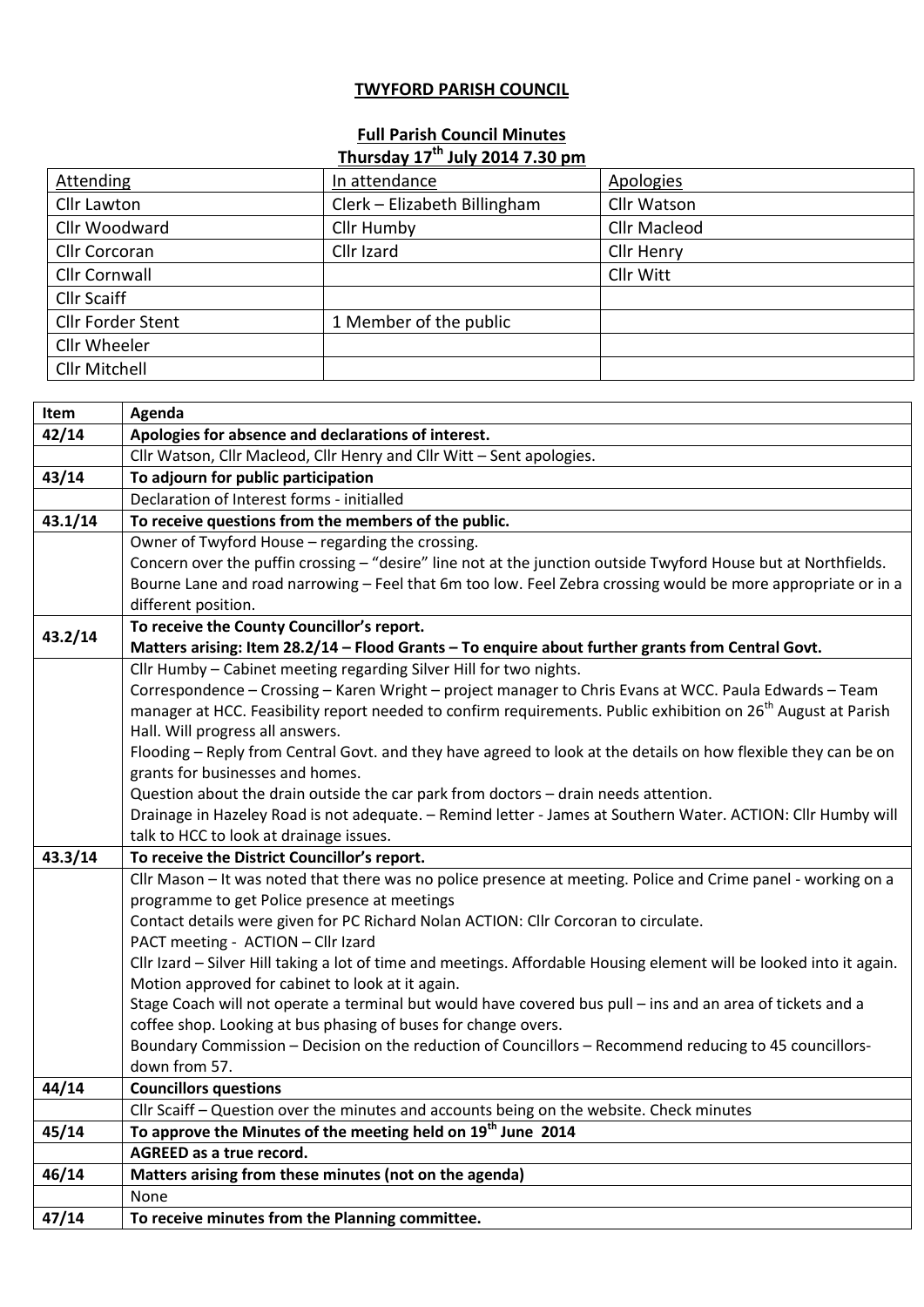**TWYFORD PARISH COUNCIL**

**Full Parish Council Minutes**
**Thursday 17th July 2014 7.30 pm**

| Attending | In attendance | Apologies |
|---|---|---|
| Cllr Lawton | Clerk – Elizabeth Billingham | Cllr Watson |
| Cllr Woodward | Cllr Humby | Cllr Macleod |
| Cllr Corcoran | Cllr Izard | Cllr Henry |
| Cllr Cornwall | | Cllr Witt |
| Cllr Scaiff | | |
| Cllr Forder Stent | 1 Member of the public | |
| Cllr Wheeler | | |
| Cllr Mitchell | | |

| Item | Agenda |
|---|---|
| **42/14** | **Apologies for absence and declarations of interest.** |
| | Cllr Watson, Cllr Macleod, Cllr Henry and Cllr Witt – Sent apologies. |
| **43/14** | **To adjourn for public participation** |
| | Declaration of Interest forms - initialled |
| **43.1/14** | **To receive questions from the members of the public.** |
| | Owner of Twyford House – regarding the crossing.<br>Concern over the puffin crossing – "desire" line not at the junction outside Twyford House but at Northfields.<br>Bourne Lane and road narrowing – Feel that 6m too low. Feel Zebra crossing would be more appropriate or in a different position. |
| **43.2/14** | **To receive the County Councillor's report.**<br>**Matters arising: Item 28.2/14 – Flood Grants – To enquire about further grants from Central Govt.** |
| | Cllr Humby – Cabinet meeting regarding Silver Hill for two nights.<br>Correspondence – Crossing – Karen Wright – project manager to Chris Evans at WCC. Paula Edwards – Team manager at HCC. Feasibility report needed to confirm requirements. Public exhibition on 26th August at Parish Hall. Will progress all answers.<br>Flooding – Reply from Central Govt. and they have agreed to look at the details on how flexible they can be on grants for businesses and homes.<br>Question about the drain outside the car park from doctors – drain needs attention.<br>Drainage in Hazeley Road is not adequate. – Remind letter - James at Southern Water. ACTION: Cllr Humby will talk to HCC to look at drainage issues. |
| **43.3/14** | **To receive the District Councillor's report.** |
| | Cllr Mason – It was noted that there was no police presence at meeting. Police and Crime panel - working on a programme to get Police presence at meetings<br>Contact details were given for PC Richard Nolan ACTION: Cllr Corcoran to circulate.<br>PACT meeting - ACTION – Cllr Izard<br>Cllr Izard – Silver Hill taking a lot of time and meetings. Affordable Housing element will be looked into it again. Motion approved for cabinet to look at it again.<br>Stage Coach will not operate a terminal but would have covered bus pull – ins and an area of tickets and a coffee shop. Looking at bus phasing of buses for change overs.<br>Boundary Commission – Decision on the reduction of Councillors – Recommend reducing to 45 councillors- down from 57. |
| **44/14** | **Councillors questions** |
| | Cllr Scaiff – Question over the minutes and accounts being on the website. Check minutes |
| **45/14** | **To approve the Minutes of the meeting held on 19th June 2014** |
| | **AGREED as a true record.** |
| **46/14** | **Matters arising from these minutes (not on the agenda)** |
| | None |
| **47/14** | **To receive minutes from the Planning committee.** |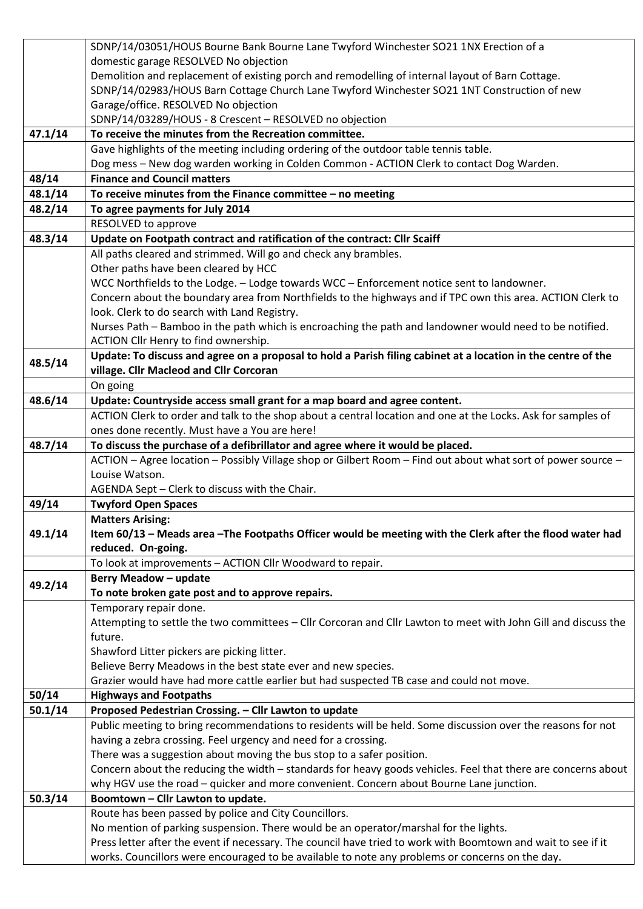| | |
|---|---|
| | SDNP/14/03051/HOUS Bourne Bank Bourne Lane Twyford Winchester SO21 1NX Erection of a domestic garage RESOLVED No objection<br>Demolition and replacement of existing porch and remodelling of internal layout of Barn Cottage. SDNP/14/02983/HOUS Barn Cottage Church Lane Twyford Winchester SO21 1NT Construction of new Garage/office. RESOLVED No objection<br>SDNP/14/03289/HOUS - 8 Crescent – RESOLVED no objection |
| **47.1/14** | **To receive the minutes from the Recreation committee.** |
| | Gave highlights of the meeting including ordering of the outdoor table tennis table.<br>Dog mess – New dog warden working in Colden Common - ACTION Clerk to contact Dog Warden. |
| **48/14** | **Finance and Council matters** |
| **48.1/14** | **To receive minutes from the Finance committee – no meeting** |
| **48.2/14** | **To agree payments for July 2014** |
| | RESOLVED to approve |
| **48.3/14** | **Update on Footpath contract and ratification of the contract: Cllr Scaiff** |
| | All paths cleared and strimmed. Will go and check any brambles.<br>Other paths have been cleared by HCC<br>WCC Northfields to the Lodge. – Lodge towards WCC – Enforcement notice sent to landowner.<br>Concern about the boundary area from Northfields to the highways and if TPC own this area. ACTION Clerk to look. Clerk to do search with Land Registry.<br>Nurses Path – Bamboo in the path which is encroaching the path and landowner would need to be notified. ACTION Cllr Henry to find ownership. |
| **48.5/14** | **Update: To discuss and agree on a proposal to hold a Parish filing cabinet at a location in the centre of the village. Cllr Macleod and Cllr Corcoran** |
| | On going |
| **48.6/14** | **Update: Countryside access small grant for a map board and agree content.** |
| | ACTION Clerk to order and talk to the shop about a central location and one at the Locks. Ask for samples of ones done recently. Must have a You are here! |
| **48.7/14** | **To discuss the purchase of a defibrillator and agree where it would be placed.** |
| | ACTION – Agree location – Possibly Village shop or Gilbert Room – Find out about what sort of power source – Louise Watson.<br>AGENDA Sept – Clerk to discuss with the Chair. |
| **49/14** | **Twyford Open Spaces** |
| **49.1/14** | **Matters Arising:**<br>**Item 60/13 – Meads area –The Footpaths Officer would be meeting with the Clerk after the flood water had reduced. On-going.** |
| | To look at improvements – ACTION Cllr Woodward to repair. |
| **49.2/14** | **Berry Meadow – update**<br>**To note broken gate post and to approve repairs.** |
| | Temporary repair done.<br>Attempting to settle the two committees – Cllr Corcoran and Cllr Lawton to meet with John Gill and discuss the future.<br>Shawford Litter pickers are picking litter.<br>Believe Berry Meadows in the best state ever and new species.<br>Grazier would have had more cattle earlier but had suspected TB case and could not move. |
| **50/14** | **Highways and Footpaths** |
| **50.1/14** | **Proposed Pedestrian Crossing. – Cllr Lawton to update** |
| | Public meeting to bring recommendations to residents will be held. Some discussion over the reasons for not having a zebra crossing. Feel urgency and need for a crossing.<br>There was a suggestion about moving the bus stop to a safer position.<br>Concern about the reducing the width – standards for heavy goods vehicles. Feel that there are concerns about why HGV use the road – quicker and more convenient. Concern about Bourne Lane junction. |
| **50.3/14** | **Boomtown – Cllr Lawton to update.** |
| | Route has been passed by police and City Councillors.<br>No mention of parking suspension. There would be an operator/marshal for the lights.<br>Press letter after the event if necessary. The council have tried to work with Boomtown and wait to see if it works. Councillors were encouraged to be available to note any problems or concerns on the day. |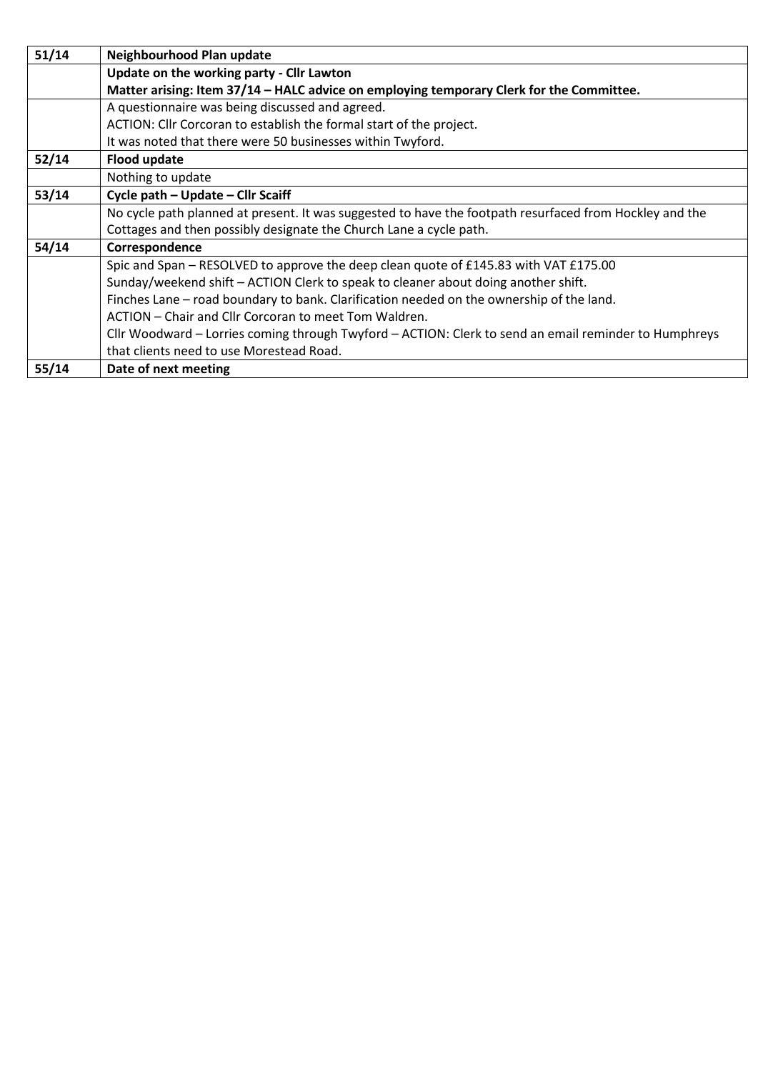| | |
|---|---|
| **51/14** | **Neighbourhood Plan update** |
| | **Update on the working party - Cllr Lawton**<br>**Matter arising: Item 37/14 – HALC advice on employing temporary Clerk for the Committee.** |
| | A questionnaire was being discussed and agreed.<br>ACTION: Cllr Corcoran to establish the formal start of the project.<br>It was noted that there were 50 businesses within Twyford. |
| **52/14** | **Flood update** |
| | Nothing to update |
| **53/14** | **Cycle path – Update – Cllr Scaiff** |
| | No cycle path planned at present. It was suggested to have the footpath resurfaced from Hockley and the Cottages and then possibly designate the Church Lane a cycle path. |
| **54/14** | **Correspondence** |
| | Spic and Span – RESOLVED to approve the deep clean quote of £145.83 with VAT £175.00<br>Sunday/weekend shift – ACTION Clerk to speak to cleaner about doing another shift.<br>Finches Lane – road boundary to bank. Clarification needed on the ownership of the land.<br>ACTION – Chair and Cllr Corcoran to meet Tom Waldren.<br>Cllr Woodward – Lorries coming through Twyford – ACTION: Clerk to send an email reminder to Humphreys that clients need to use Morestead Road. |
| **55/14** | **Date of next meeting** |